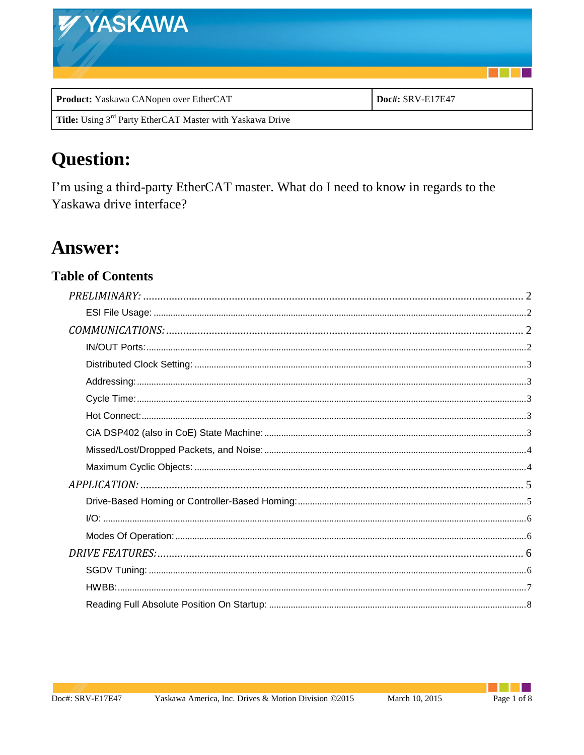| **Product:** Yaskawa CANopen over EtherCAT | **Doc#:** SRV-E17E47 |
| --- | --- |
| **Title:** Using 3rd Party EtherCAT Master with Yaskawa Drive | |

# Question:

I'm using a third-party EtherCAT master. What do I need to know in regards to the Yaskawa drive interface?

# Answer:

## Table of Contents

*PRELIMINARY:* ..... 2
- ESI File Usage: ..... 2

*COMMUNICATIONS:* ..... 2
- IN/OUT Ports: ..... 2
- Distributed Clock Setting: ..... 3
- Addressing: ..... 3
- Cycle Time: ..... 3
- Hot Connect: ..... 3
- CiA DSP402 (also in CoE) State Machine: ..... 3
- Missed/Lost/Dropped Packets, and Noise: ..... 4
- Maximum Cyclic Objects: ..... 4

*APPLICATION:* ..... 5
- Drive-Based Homing or Controller-Based Homing: ..... 5
- I/O: ..... 6
- Modes Of Operation: ..... 6

*DRIVE FEATURES:* ..... 6
- SGDV Tuning: ..... 6
- HWBB: ..... 7
- Reading Full Absolute Position On Startup: ..... 8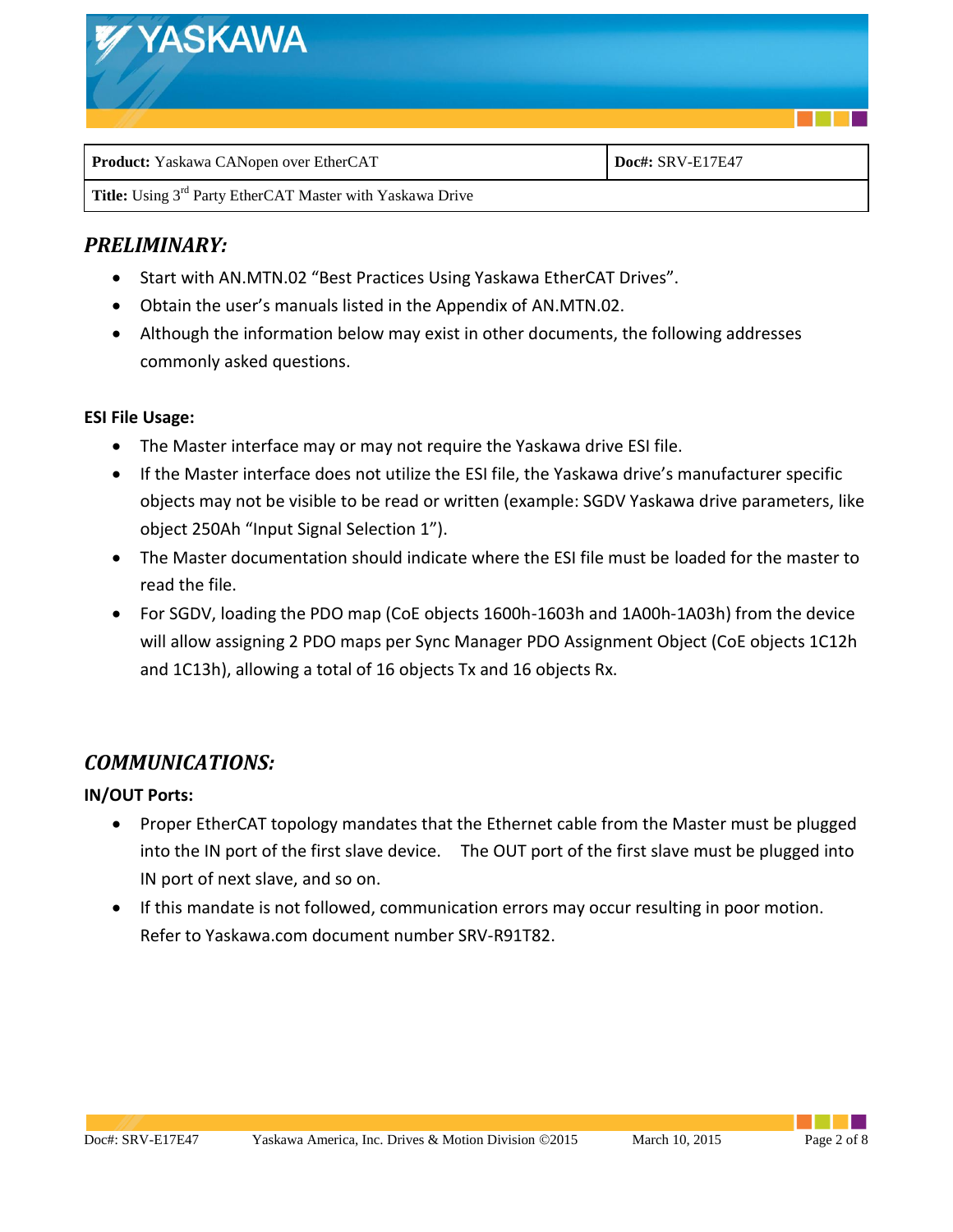| **Product:** Yaskawa CANopen over EtherCAT | **Doc#:** SRV-E17E47 |
| --- | --- |
| **Title:** Using 3rd Party EtherCAT Master with Yaskawa Drive | |

## *PRELIMINARY:*

- Start with AN.MTN.02 "Best Practices Using Yaskawa EtherCAT Drives".
- Obtain the user's manuals listed in the Appendix of AN.MTN.02.
- Although the information below may exist in other documents, the following addresses commonly asked questions.

### ESI File Usage:

- The Master interface may or may not require the Yaskawa drive ESI file.
- If the Master interface does not utilize the ESI file, the Yaskawa drive's manufacturer specific objects may not be visible to be read or written (example: SGDV Yaskawa drive parameters, like object 250Ah "Input Signal Selection 1").
- The Master documentation should indicate where the ESI file must be loaded for the master to read the file.
- For SGDV, loading the PDO map (CoE objects 1600h-1603h and 1A00h-1A03h) from the device will allow assigning 2 PDO maps per Sync Manager PDO Assignment Object (CoE objects 1C12h and 1C13h), allowing a total of 16 objects Tx and 16 objects Rx.

## *COMMUNICATIONS:*

### IN/OUT Ports:

- Proper EtherCAT topology mandates that the Ethernet cable from the Master must be plugged into the IN port of the first slave device. The OUT port of the first slave must be plugged into IN port of next slave, and so on.
- If this mandate is not followed, communication errors may occur resulting in poor motion. Refer to Yaskawa.com document number SRV-R91T82.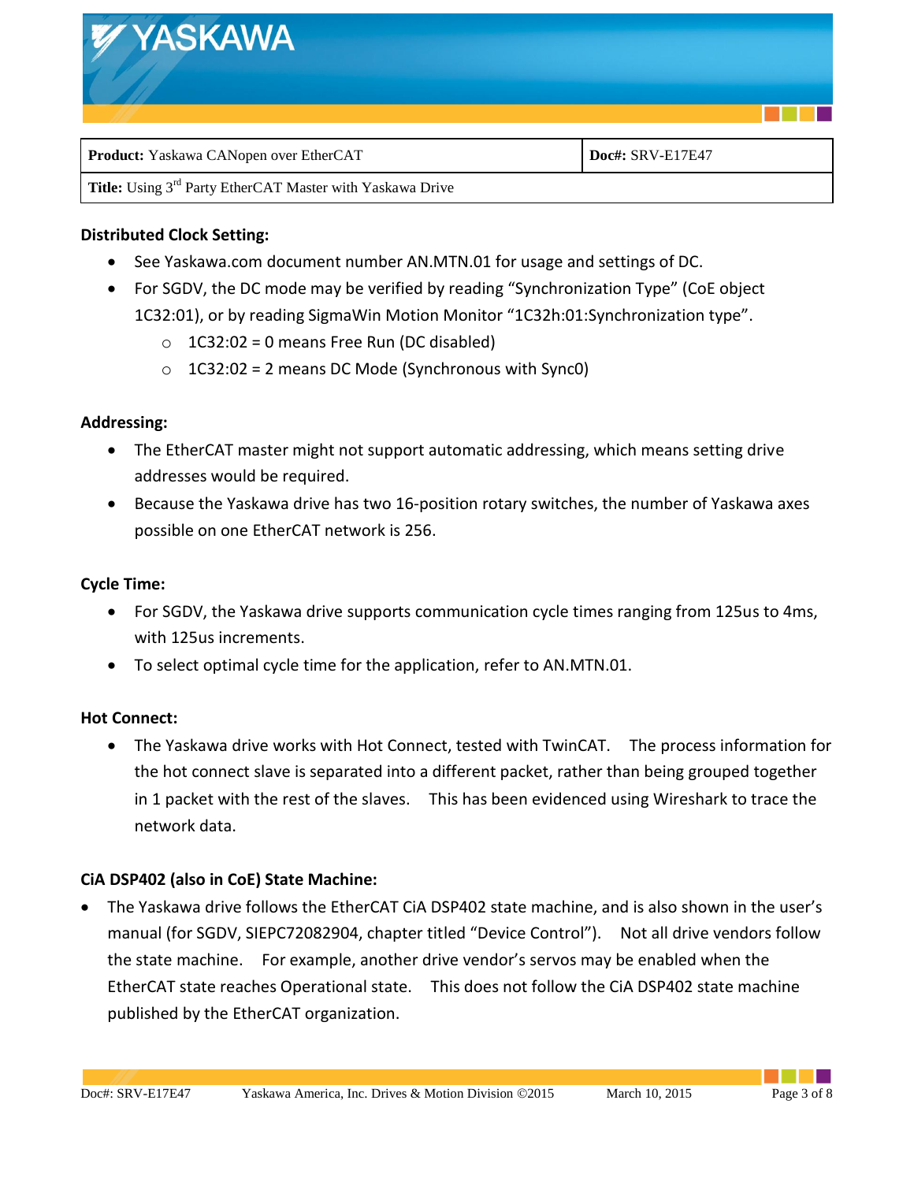**Distributed Clock Setting:**

- See Yaskawa.com document number AN.MTN.01 for usage and settings of DC.
- For SGDV, the DC mode may be verified by reading "Synchronization Type" (CoE object 1C32:01), or by reading SigmaWin Motion Monitor "1C32h:01:Synchronization type".
  - 1C32:02 = 0 means Free Run (DC disabled)
  - 1C32:02 = 2 means DC Mode (Synchronous with Sync0)

**Addressing:**

- The EtherCAT master might not support automatic addressing, which means setting drive addresses would be required.
- Because the Yaskawa drive has two 16-position rotary switches, the number of Yaskawa axes possible on one EtherCAT network is 256.

**Cycle Time:**

- For SGDV, the Yaskawa drive supports communication cycle times ranging from 125us to 4ms, with 125us increments.
- To select optimal cycle time for the application, refer to AN.MTN.01.

**Hot Connect:**

- The Yaskawa drive works with Hot Connect, tested with TwinCAT. The process information for the hot connect slave is separated into a different packet, rather than being grouped together in 1 packet with the rest of the slaves. This has been evidenced using Wireshark to trace the network data.

**CiA DSP402 (also in CoE) State Machine:**

- The Yaskawa drive follows the EtherCAT CiA DSP402 state machine, and is also shown in the user's manual (for SGDV, SIEPC72082904, chapter titled "Device Control"). Not all drive vendors follow the state machine. For example, another drive vendor's servos may be enabled when the EtherCAT state reaches Operational state. This does not follow the CiA DSP402 state machine published by the EtherCAT organization.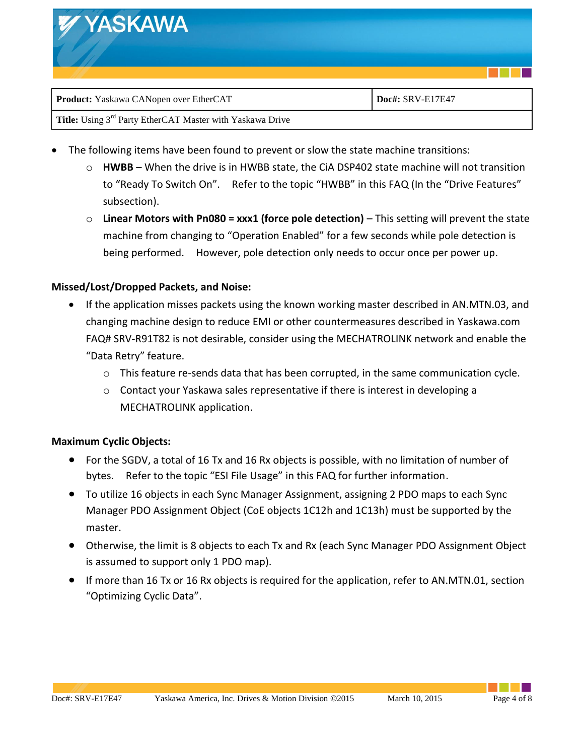- The following items have been found to prevent or slow the state machine transitions:
  - **HWBB** – When the drive is in HWBB state, the CiA DSP402 state machine will not transition to "Ready To Switch On". Refer to the topic "HWBB" in this FAQ (In the "Drive Features" subsection).
  - **Linear Motors with Pn080 = xxx1 (force pole detection)** – This setting will prevent the state machine from changing to "Operation Enabled" for a few seconds while pole detection is being performed. However, pole detection only needs to occur once per power up.

**Missed/Lost/Dropped Packets, and Noise:**

- If the application misses packets using the known working master described in AN.MTN.03, and changing machine design to reduce EMI or other countermeasures described in Yaskawa.com FAQ# SRV-R91T82 is not desirable, consider using the MECHATROLINK network and enable the "Data Retry" feature.
  - This feature re-sends data that has been corrupted, in the same communication cycle.
  - Contact your Yaskawa sales representative if there is interest in developing a MECHATROLINK application.

**Maximum Cyclic Objects:**

- For the SGDV, a total of 16 Tx and 16 Rx objects is possible, with no limitation of number of bytes. Refer to the topic "ESI File Usage" in this FAQ for further information.
- To utilize 16 objects in each Sync Manager Assignment, assigning 2 PDO maps to each Sync Manager PDO Assignment Object (CoE objects 1C12h and 1C13h) must be supported by the master.
- Otherwise, the limit is 8 objects to each Tx and Rx (each Sync Manager PDO Assignment Object is assumed to support only 1 PDO map).
- If more than 16 Tx or 16 Rx objects is required for the application, refer to AN.MTN.01, section "Optimizing Cyclic Data".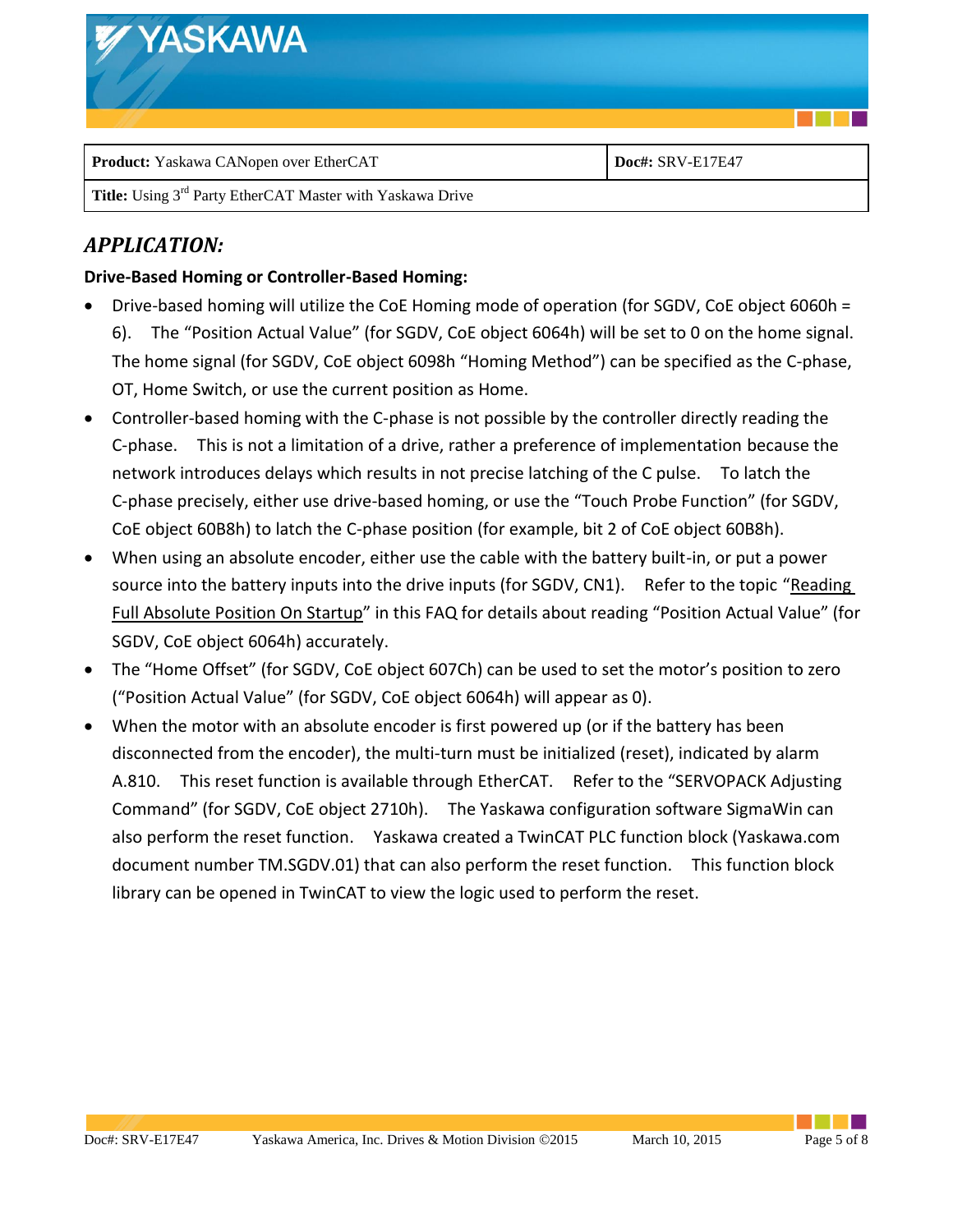| **Product:** Yaskawa CANopen over EtherCAT | **Doc#:** SRV-E17E47 |
| --- | --- |
| **Title:** Using 3rd Party EtherCAT Master with Yaskawa Drive | |

## *APPLICATION:*

### Drive-Based Homing or Controller-Based Homing:

- Drive-based homing will utilize the CoE Homing mode of operation (for SGDV, CoE object 6060h = 6). The "Position Actual Value" (for SGDV, CoE object 6064h) will be set to 0 on the home signal. The home signal (for SGDV, CoE object 6098h "Homing Method") can be specified as the C-phase, OT, Home Switch, or use the current position as Home.
- Controller-based homing with the C-phase is not possible by the controller directly reading the C-phase. This is not a limitation of a drive, rather a preference of implementation because the network introduces delays which results in not precise latching of the C pulse. To latch the C-phase precisely, either use drive-based homing, or use the "Touch Probe Function" (for SGDV, CoE object 60B8h) to latch the C-phase position (for example, bit 2 of CoE object 60B8h).
- When using an absolute encoder, either use the cable with the battery built-in, or put a power source into the battery inputs into the drive inputs (for SGDV, CN1). Refer to the topic "Reading Full Absolute Position On Startup" in this FAQ for details about reading "Position Actual Value" (for SGDV, CoE object 6064h) accurately.
- The "Home Offset" (for SGDV, CoE object 607Ch) can be used to set the motor's position to zero ("Position Actual Value" (for SGDV, CoE object 6064h) will appear as 0).
- When the motor with an absolute encoder is first powered up (or if the battery has been disconnected from the encoder), the multi-turn must be initialized (reset), indicated by alarm A.810. This reset function is available through EtherCAT. Refer to the "SERVOPACK Adjusting Command" (for SGDV, CoE object 2710h). The Yaskawa configuration software SigmaWin can also perform the reset function. Yaskawa created a TwinCAT PLC function block (Yaskawa.com document number TM.SGDV.01) that can also perform the reset function. This function block library can be opened in TwinCAT to view the logic used to perform the reset.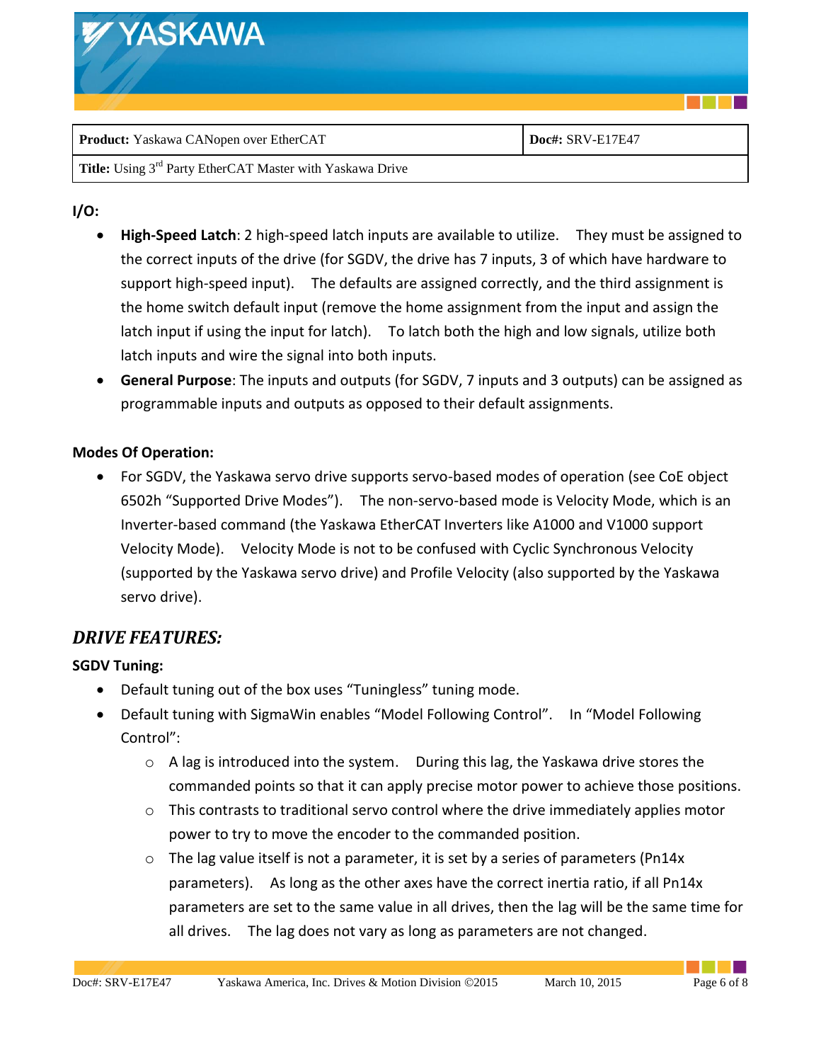**I/O:**

- **High-Speed Latch**: 2 high-speed latch inputs are available to utilize. They must be assigned to the correct inputs of the drive (for SGDV, the drive has 7 inputs, 3 of which have hardware to support high-speed input). The defaults are assigned correctly, and the third assignment is the home switch default input (remove the home assignment from the input and assign the latch input if using the input for latch). To latch both the high and low signals, utilize both latch inputs and wire the signal into both inputs.
- **General Purpose**: The inputs and outputs (for SGDV, 7 inputs and 3 outputs) can be assigned as programmable inputs and outputs as opposed to their default assignments.

**Modes Of Operation:**

- For SGDV, the Yaskawa servo drive supports servo-based modes of operation (see CoE object 6502h "Supported Drive Modes"). The non-servo-based mode is Velocity Mode, which is an Inverter-based command (the Yaskawa EtherCAT Inverters like A1000 and V1000 support Velocity Mode). Velocity Mode is not to be confused with Cyclic Synchronous Velocity (supported by the Yaskawa servo drive) and Profile Velocity (also supported by the Yaskawa servo drive).

## *DRIVE FEATURES:*

**SGDV Tuning:**

- Default tuning out of the box uses "Tuningless" tuning mode.
- Default tuning with SigmaWin enables "Model Following Control". In "Model Following Control":
  - A lag is introduced into the system. During this lag, the Yaskawa drive stores the commanded points so that it can apply precise motor power to achieve those positions.
  - This contrasts to traditional servo control where the drive immediately applies motor power to try to move the encoder to the commanded position.
  - The lag value itself is not a parameter, it is set by a series of parameters (Pn14x parameters). As long as the other axes have the correct inertia ratio, if all Pn14x parameters are set to the same value in all drives, then the lag will be the same time for all drives. The lag does not vary as long as parameters are not changed.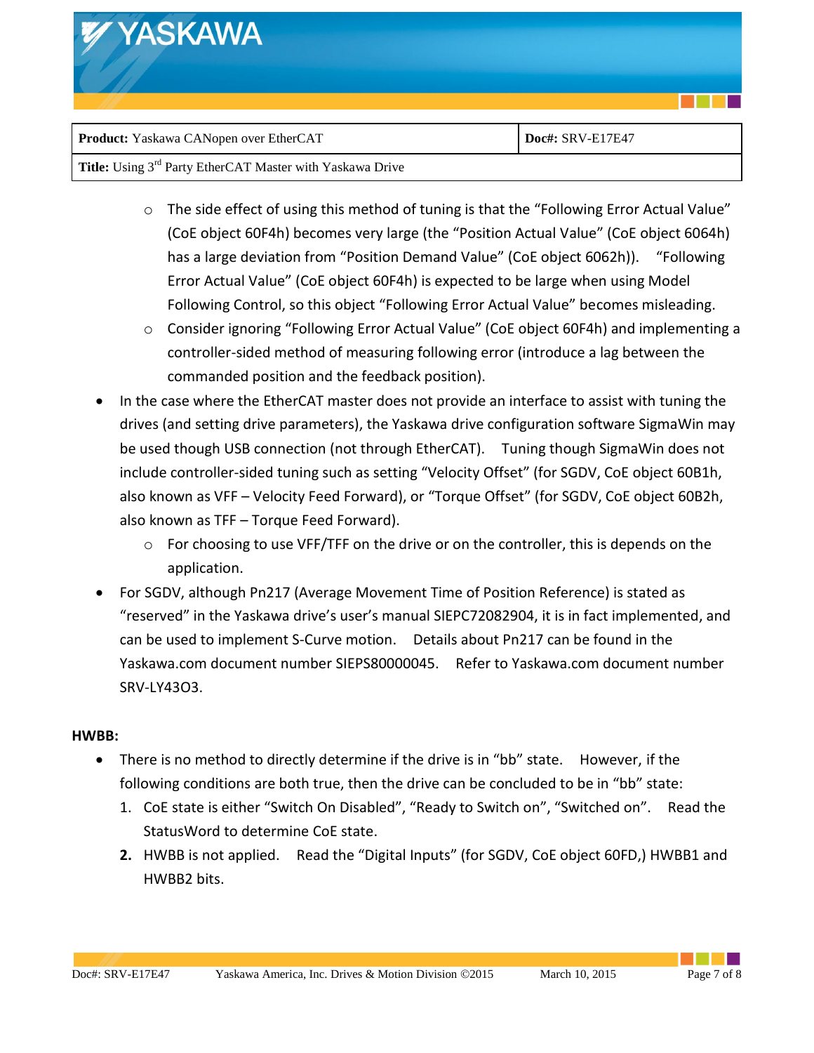- The side effect of using this method of tuning is that the "Following Error Actual Value" (CoE object 60F4h) becomes very large (the "Position Actual Value" (CoE object 6064h) has a large deviation from "Position Demand Value" (CoE object 6062h)). "Following Error Actual Value" (CoE object 60F4h) is expected to be large when using Model Following Control, so this object "Following Error Actual Value" becomes misleading.
    - Consider ignoring "Following Error Actual Value" (CoE object 60F4h) and implementing a controller-sided method of measuring following error (introduce a lag between the commanded position and the feedback position).
- In the case where the EtherCAT master does not provide an interface to assist with tuning the drives (and setting drive parameters), the Yaskawa drive configuration software SigmaWin may be used though USB connection (not through EtherCAT). Tuning though SigmaWin does not include controller-sided tuning such as setting "Velocity Offset" (for SGDV, CoE object 60B1h, also known as VFF – Velocity Feed Forward), or "Torque Offset" (for SGDV, CoE object 60B2h, also known as TFF – Torque Feed Forward).
    - For choosing to use VFF/TFF on the drive or on the controller, this is depends on the application.
- For SGDV, although Pn217 (Average Movement Time of Position Reference) is stated as "reserved" in the Yaskawa drive's user's manual SIEPC72082904, it is in fact implemented, and can be used to implement S-Curve motion. Details about Pn217 can be found in the Yaskawa.com document number SIEPS80000045. Refer to Yaskawa.com document number SRV-LY43O3.

**HWBB:**

- There is no method to directly determine if the drive is in "bb" state. However, if the following conditions are both true, then the drive can be concluded to be in "bb" state:
    1. CoE state is either "Switch On Disabled", "Ready to Switch on", "Switched on". Read the StatusWord to determine CoE state.
    2. HWBB is not applied. Read the "Digital Inputs" (for SGDV, CoE object 60FD,) HWBB1 and HWBB2 bits.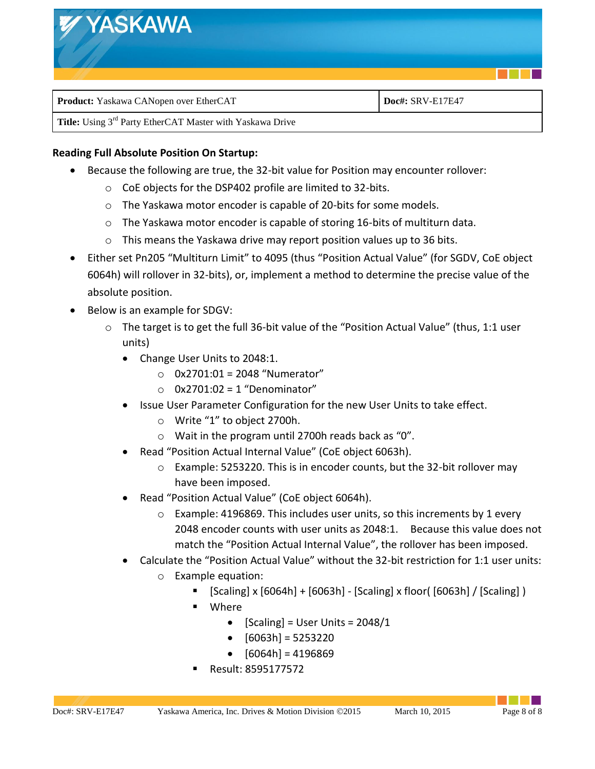| **Product:** Yaskawa CANopen over EtherCAT | **Doc#:** SRV-E17E47 |
| --- | --- |
| **Title:** Using 3rd Party EtherCAT Master with Yaskawa Drive | |

**Reading Full Absolute Position On Startup:**

- Because the following are true, the 32-bit value for Position may encounter rollover:
  - CoE objects for the DSP402 profile are limited to 32-bits.
  - The Yaskawa motor encoder is capable of 20-bits for some models.
  - The Yaskawa motor encoder is capable of storing 16-bits of multiturn data.
  - This means the Yaskawa drive may report position values up to 36 bits.
- Either set Pn205 “Multiturn Limit” to 4095 (thus “Position Actual Value” (for SGDV, CoE object 6064h) will rollover in 32-bits), or, implement a method to determine the precise value of the absolute position.
- Below is an example for SDGV:
  - The target is to get the full 36-bit value of the “Position Actual Value” (thus, 1:1 user units)
    - Change User Units to 2048:1.
      - 0x2701:01 = 2048 “Numerator”
      - 0x2701:02 = 1 “Denominator”
    - Issue User Parameter Configuration for the new User Units to take effect.
      - Write “1” to object 2700h.
      - Wait in the program until 2700h reads back as “0”.
    - Read “Position Actual Internal Value” (CoE object 6063h).
      - Example: 5253220. This is in encoder counts, but the 32-bit rollover may have been imposed.
    - Read “Position Actual Value” (CoE object 6064h).
      - Example: 4196869. This includes user units, so this increments by 1 every 2048 encoder counts with user units as 2048:1. Because this value does not match the “Position Actual Internal Value”, the rollover has been imposed.
    - Calculate the “Position Actual Value” without the 32-bit restriction for 1:1 user units:
      - Example equation:
        - [Scaling] x [6064h] + [6063h] - [Scaling] x floor( [6063h] / [Scaling] )
        - Where
          - [Scaling] = User Units = 2048/1
          - [6063h] = 5253220
          - [6064h] = 4196869
        - Result: 8595177572